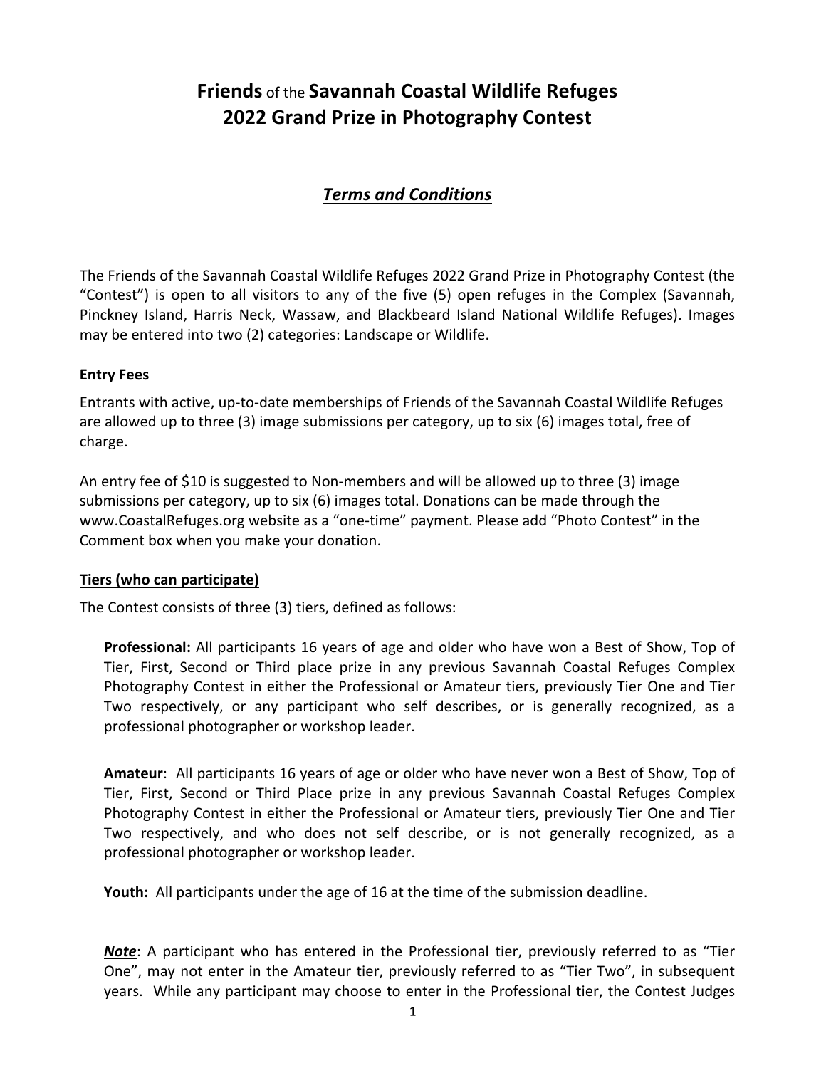# **Friends** of the **Savannah Coastal Wildlife Refuges 2022 Grand Prize in Photography Contest**

## ***Terms and Conditions***

The Friends of the Savannah Coastal Wildlife Refuges 2022 Grand Prize in Photography Contest (the "Contest") is open to all visitors to any of the five (5) open refuges in the Complex (Savannah, Pinckney Island, Harris Neck, Wassaw, and Blackbeard Island National Wildlife Refuges). Images may be entered into two (2) categories: Landscape or Wildlife.

### Entry Fees

Entrants with active, up-to-date memberships of Friends of the Savannah Coastal Wildlife Refuges are allowed up to three (3) image submissions per category, up to six (6) images total, free of charge.

An entry fee of $10 is suggested to Non-members and will be allowed up to three (3) image submissions per category, up to six (6) images total. Donations can be made through the www.CoastalRefuges.org website as a "one-time" payment. Please add "Photo Contest" in the Comment box when you make your donation.

### Tiers (who can participate)

The Contest consists of three (3) tiers, defined as follows:

**Professional:** All participants 16 years of age and older who have won a Best of Show, Top of Tier, First, Second or Third place prize in any previous Savannah Coastal Refuges Complex Photography Contest in either the Professional or Amateur tiers, previously Tier One and Tier Two respectively, or any participant who self describes, or is generally recognized, as a professional photographer or workshop leader.

**Amateur**: All participants 16 years of age or older who have never won a Best of Show, Top of Tier, First, Second or Third Place prize in any previous Savannah Coastal Refuges Complex Photography Contest in either the Professional or Amateur tiers, previously Tier One and Tier Two respectively, and who does not self describe, or is not generally recognized, as a professional photographer or workshop leader.

**Youth:** All participants under the age of 16 at the time of the submission deadline.

***Note***: A participant who has entered in the Professional tier, previously referred to as "Tier One", may not enter in the Amateur tier, previously referred to as "Tier Two", in subsequent years. While any participant may choose to enter in the Professional tier, the Contest Judges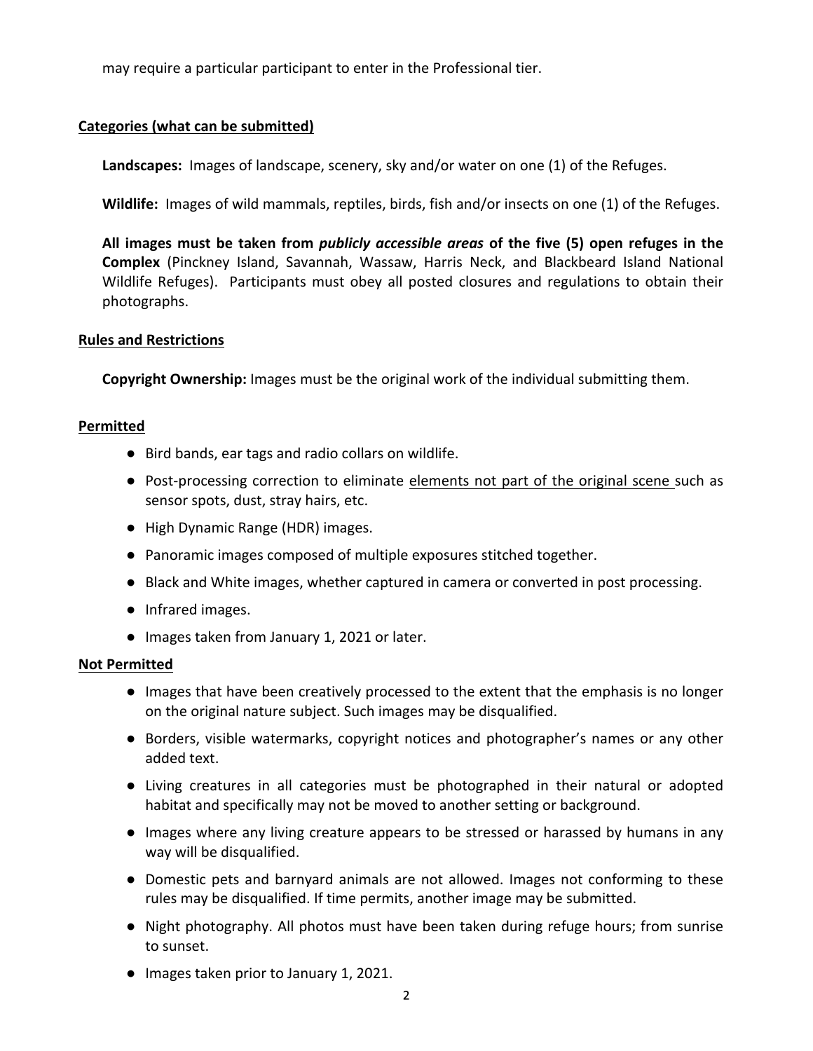may require a particular participant to enter in the Professional tier.

## Categories (what can be submitted)

**Landscapes:** Images of landscape, scenery, sky and/or water on one (1) of the Refuges.

**Wildlife:** Images of wild mammals, reptiles, birds, fish and/or insects on one (1) of the Refuges.

**All images must be taken from *publicly accessible areas* of the five (5) open refuges in the Complex** (Pinckney Island, Savannah, Wassaw, Harris Neck, and Blackbeard Island National Wildlife Refuges). Participants must obey all posted closures and regulations to obtain their photographs.

## Rules and Restrictions

**Copyright Ownership:** Images must be the original work of the individual submitting them.

## Permitted

- Bird bands, ear tags and radio collars on wildlife.
- Post-processing correction to eliminate elements not part of the original scene such as sensor spots, dust, stray hairs, etc.
- High Dynamic Range (HDR) images.
- Panoramic images composed of multiple exposures stitched together.
- Black and White images, whether captured in camera or converted in post processing.
- Infrared images.
- Images taken from January 1, 2021 or later.

## Not Permitted

- Images that have been creatively processed to the extent that the emphasis is no longer on the original nature subject. Such images may be disqualified.
- Borders, visible watermarks, copyright notices and photographer's names or any other added text.
- Living creatures in all categories must be photographed in their natural or adopted habitat and specifically may not be moved to another setting or background.
- Images where any living creature appears to be stressed or harassed by humans in any way will be disqualified.
- Domestic pets and barnyard animals are not allowed. Images not conforming to these rules may be disqualified. If time permits, another image may be submitted.
- Night photography. All photos must have been taken during refuge hours; from sunrise to sunset.
- Images taken prior to January 1, 2021.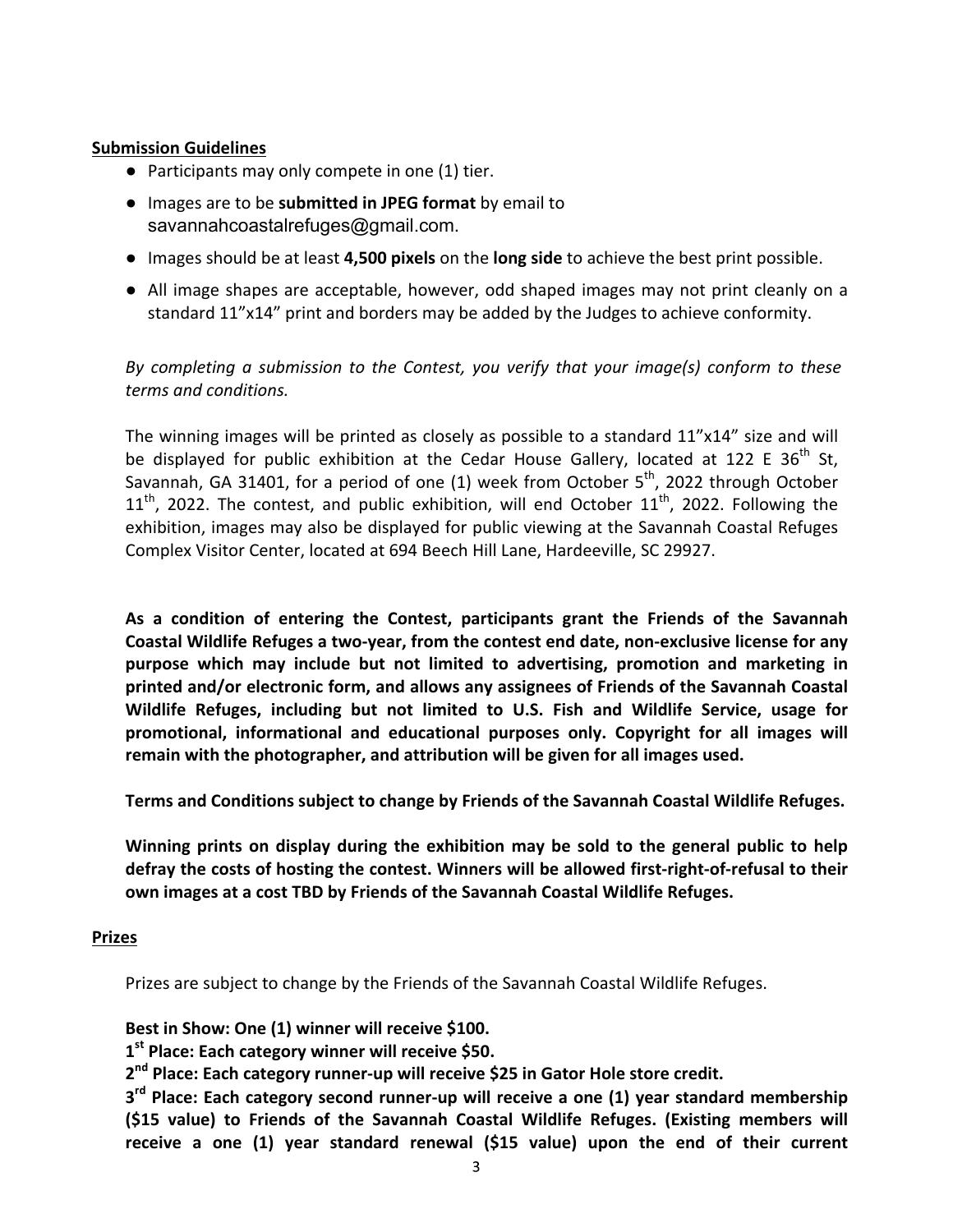**Submission Guidelines**

- Participants may only compete in one (1) tier.
- Images are to be **submitted in JPEG format** by email to savannahcoastalrefuges@gmail.com.
- Images should be at least **4,500 pixels** on the **long side** to achieve the best print possible.
- All image shapes are acceptable, however, odd shaped images may not print cleanly on a standard 11”x14” print and borders may be added by the Judges to achieve conformity.

*By completing a submission to the Contest, you verify that your image(s) conform to these terms and conditions.*

The winning images will be printed as closely as possible to a standard 11”x14” size and will be displayed for public exhibition at the Cedar House Gallery, located at 122 E 36th St, Savannah, GA 31401, for a period of one (1) week from October 5th, 2022 through October 11th, 2022. The contest, and public exhibition, will end October 11th, 2022. Following the exhibition, images may also be displayed for public viewing at the Savannah Coastal Refuges Complex Visitor Center, located at 694 Beech Hill Lane, Hardeeville, SC 29927.

**As a condition of entering the Contest, participants grant the Friends of the Savannah Coastal Wildlife Refuges a two-year, from the contest end date, non-exclusive license for any purpose which may include but not limited to advertising, promotion and marketing in printed and/or electronic form, and allows any assignees of Friends of the Savannah Coastal Wildlife Refuges, including but not limited to U.S. Fish and Wildlife Service, usage for promotional, informational and educational purposes only. Copyright for all images will remain with the photographer, and attribution will be given for all images used.**

**Terms and Conditions subject to change by Friends of the Savannah Coastal Wildlife Refuges.**

**Winning prints on display during the exhibition may be sold to the general public to help defray the costs of hosting the contest. Winners will be allowed first-right-of-refusal to their own images at a cost TBD by Friends of the Savannah Coastal Wildlife Refuges.**

**Prizes**

Prizes are subject to change by the Friends of the Savannah Coastal Wildlife Refuges.

**Best in Show: One (1) winner will receive $100.**

**1st Place: Each category winner will receive $50.**

**2nd Place: Each category runner-up will receive $25 in Gator Hole store credit.**

**3rd Place: Each category second runner-up will receive a one (1) year standard membership ($15 value) to Friends of the Savannah Coastal Wildlife Refuges. (Existing members will receive a one (1) year standard renewal ($15 value) upon the end of their current**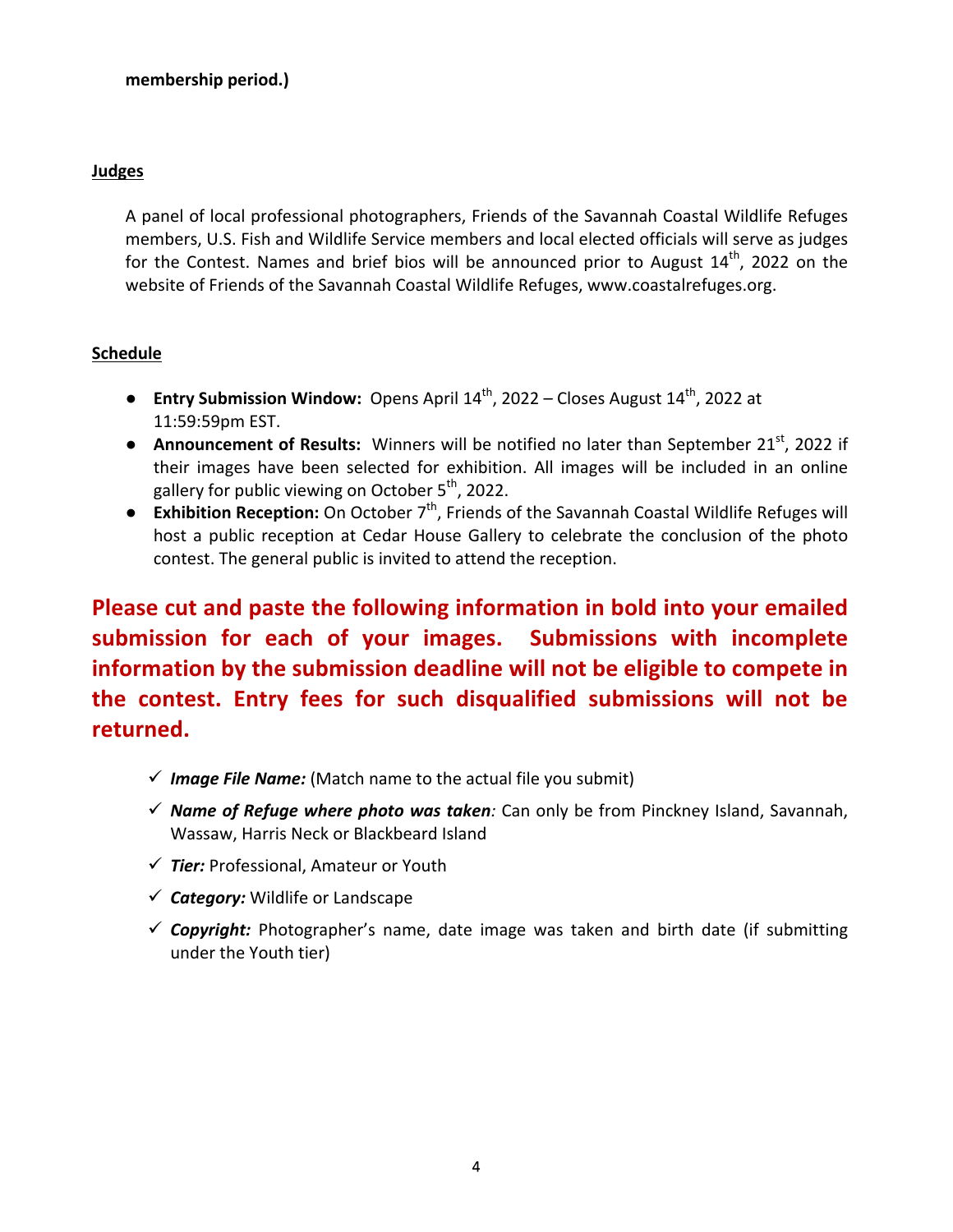**membership period.)**

## Judges

A panel of local professional photographers, Friends of the Savannah Coastal Wildlife Refuges members, U.S. Fish and Wildlife Service members and local elected officials will serve as judges for the Contest. Names and brief bios will be announced prior to August 14th, 2022 on the website of Friends of the Savannah Coastal Wildlife Refuges, www.coastalrefuges.org.

## Schedule

- **Entry Submission Window:** Opens April 14th, 2022 – Closes August 14th, 2022 at 11:59:59pm EST.
- **Announcement of Results:** Winners will be notified no later than September 21st, 2022 if their images have been selected for exhibition. All images will be included in an online gallery for public viewing on October 5th, 2022.
- **Exhibition Reception:** On October 7th, Friends of the Savannah Coastal Wildlife Refuges will host a public reception at Cedar House Gallery to celebrate the conclusion of the photo contest. The general public is invited to attend the reception.

**Please cut and paste the following information in bold into your emailed submission for each of your images. Submissions with incomplete information by the submission deadline will not be eligible to compete in the contest. Entry fees for such disqualified submissions will not be returned.**

- ✓ ***Image File Name:*** (Match name to the actual file you submit)
- ✓ ***Name of Refuge where photo was taken:*** Can only be from Pinckney Island, Savannah, Wassaw, Harris Neck or Blackbeard Island
- ✓ ***Tier:*** Professional, Amateur or Youth
- ✓ ***Category:*** Wildlife or Landscape
- ✓ ***Copyright:*** Photographer's name, date image was taken and birth date (if submitting under the Youth tier)